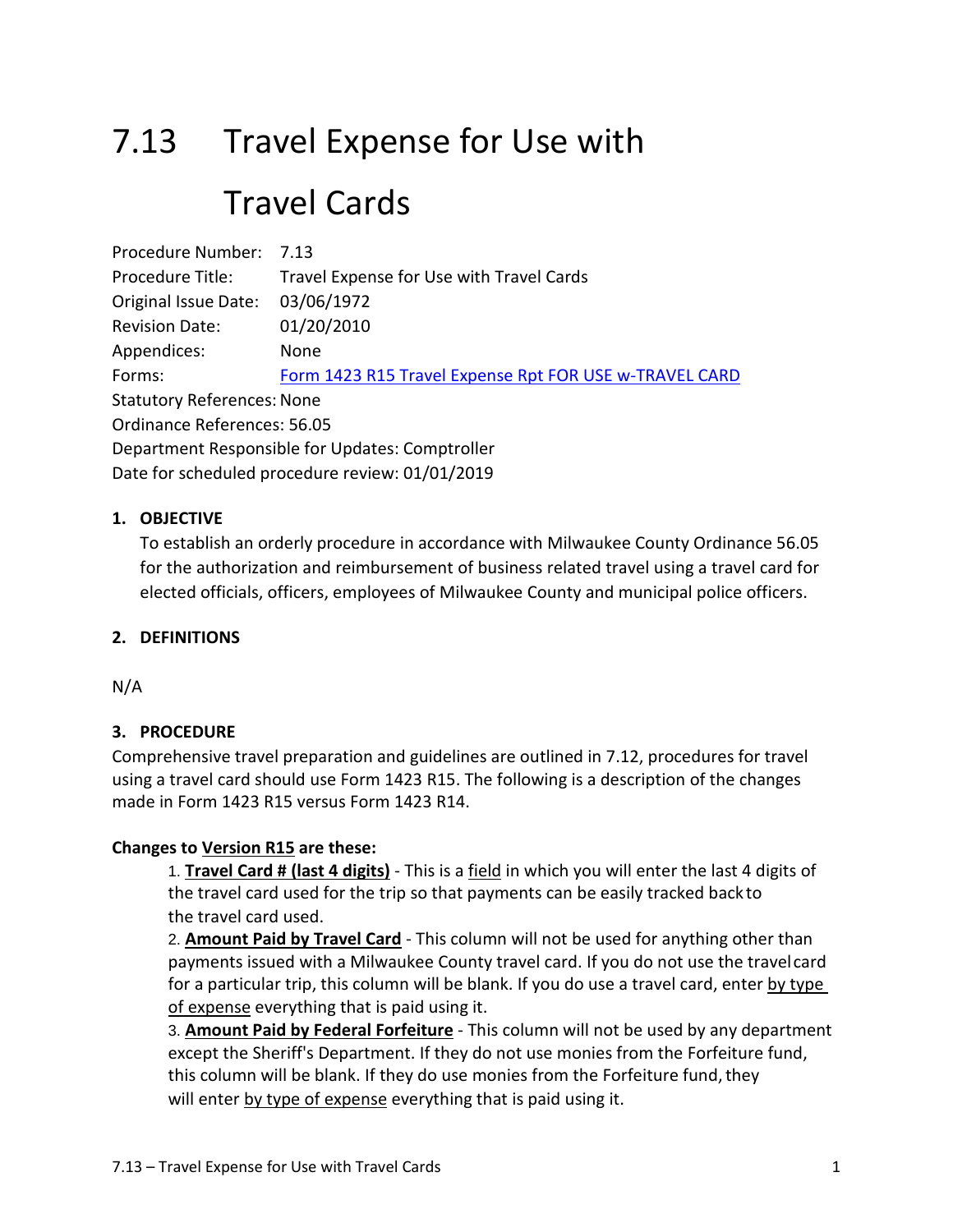# 7.13 Travel Expense for Use with Travel Cards

Procedure Number: 7.13
Procedure Title: Travel Expense for Use with Travel Cards
Original Issue Date: 03/06/1972
Revision Date: 01/20/2010
Appendices: None
Forms: Form 1423 R15 Travel Expense Rpt FOR USE w-TRAVEL CARD
Statutory References: None
Ordinance References: 56.05
Department Responsible for Updates: Comptroller
Date for scheduled procedure review: 01/01/2019

## 1. OBJECTIVE

To establish an orderly procedure in accordance with Milwaukee County Ordinance 56.05 for the authorization and reimbursement of business related travel using a travel card for elected officials, officers, employees of Milwaukee County and municipal police officers.

## 2. DEFINITIONS

N/A

## 3. PROCEDURE

Comprehensive travel preparation and guidelines are outlined in 7.12, procedures for travel using a travel card should use Form 1423 R15. The following is a description of the changes made in Form 1423 R15 versus Form 1423 R14.

**Changes to Version R15 are these:**

1. **Travel Card # (last 4 digits)** - This is a field in which you will enter the last 4 digits of the travel card used for the trip so that payments can be easily tracked back to the travel card used.
2. **Amount Paid by Travel Card** - This column will not be used for anything other than payments issued with a Milwaukee County travel card. If you do not use the travel card for a particular trip, this column will be blank. If you do use a travel card, enter by type of expense everything that is paid using it.
3. **Amount Paid by Federal Forfeiture** - This column will not be used by any department except the Sheriff's Department. If they do not use monies from the Forfeiture fund, this column will be blank. If they do use monies from the Forfeiture fund, they will enter by type of expense everything that is paid using it.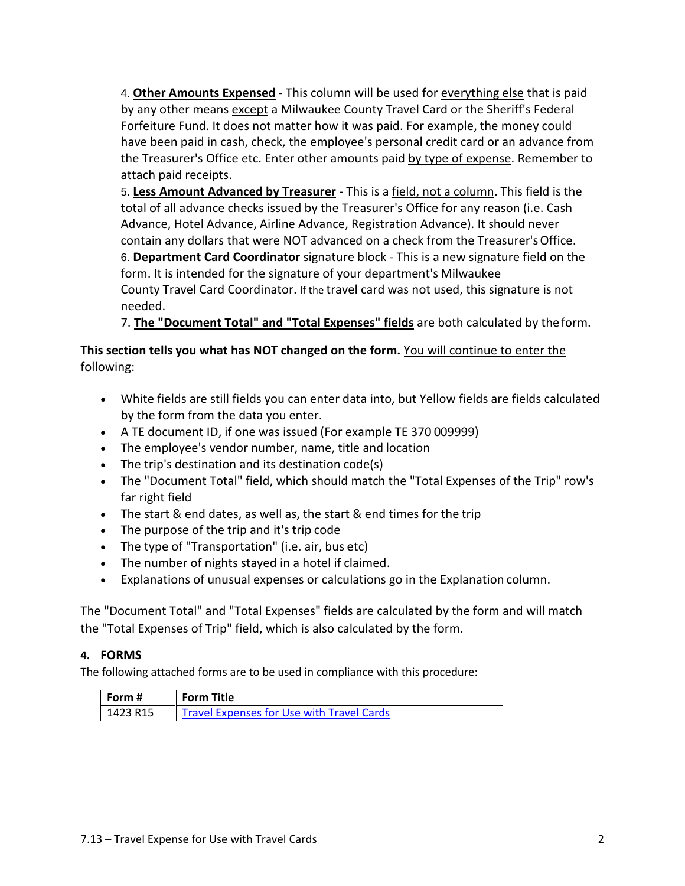4. **Other Amounts Expensed** - This column will be used for everything else that is paid by any other means except a Milwaukee County Travel Card or the Sheriff's Federal Forfeiture Fund. It does not matter how it was paid. For example, the money could have been paid in cash, check, the employee's personal credit card or an advance from the Treasurer's Office etc. Enter other amounts paid by type of expense. Remember to attach paid receipts.

5. **Less Amount Advanced by Treasurer** - This is a field, not a column. This field is the total of all advance checks issued by the Treasurer's Office for any reason (i.e. Cash Advance, Hotel Advance, Airline Advance, Registration Advance). It should never contain any dollars that were NOT advanced on a check from the Treasurer's Office.

6. **Department Card Coordinator** signature block - This is a new signature field on the form. It is intended for the signature of your department's Milwaukee County Travel Card Coordinator. If the travel card was not used, this signature is not needed.

7. **The "Document Total" and "Total Expenses" fields** are both calculated by the form.

**This section tells you what has NOT changed on the form.** You will continue to enter the following:

- White fields are still fields you can enter data into, but Yellow fields are fields calculated by the form from the data you enter.
- A TE document ID, if one was issued (For example TE 370 009999)
- The employee's vendor number, name, title and location
- The trip's destination and its destination code(s)
- The "Document Total" field, which should match the "Total Expenses of the Trip" row's far right field
- The start & end dates, as well as, the start & end times for the trip
- The purpose of the trip and it's trip code
- The type of "Transportation" (i.e. air, bus etc)
- The number of nights stayed in a hotel if claimed.
- Explanations of unusual expenses or calculations go in the Explanation column.

The "Document Total" and "Total Expenses" fields are calculated by the form and will match the "Total Expenses of Trip" field, which is also calculated by the form.

## 4. FORMS

The following attached forms are to be used in compliance with this procedure:

| Form # | Form Title |
|---|---|
| 1423 R15 | Travel Expenses for Use with Travel Cards |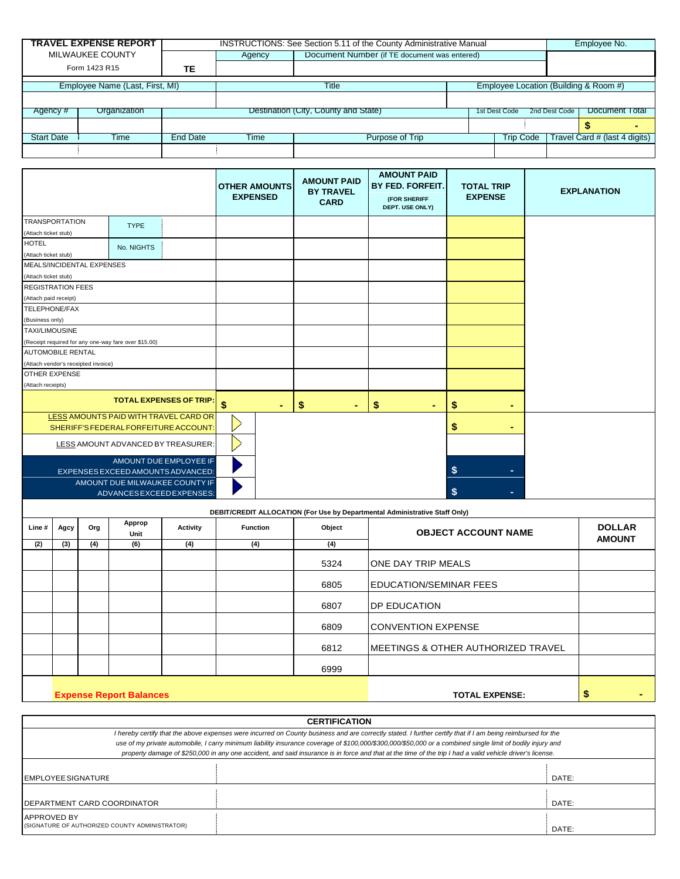| **TRAVEL EXPENSE REPORT** MILWAUKEE COUNTY Form 1423 R15 | | INSTRUCTIONS: See Section 5.11 of the County Administrative Manual | | Employee No. |
|---|---|---|---|---|
| | TE | Agency | Document Number (if TE document was entered) | |

| Employee Name (Last, First, MI) | Title | Employee Location (Building & Room #) |
|---|---|---|
| | | |

| Agency # | Organization | Destination (City, County and State) | 1st Dest Code | 2nd Dest Code | Document Total |
|---|---|---|---|---|---|
| | | | | | $ - |

| Start Date | Time | End Date | Time | Purpose of Trip | Trip Code | Travel Card # (last 4 digits) |
|---|---|---|---|---|---|---|
| | | | | | | |

| | | **OTHER AMOUNTS EXPENSED** | **AMOUNT PAID BY TRAVEL CARD** | **AMOUNT PAID BY FED. FORFEIT. (FOR SHERIFF DEPT. USE ONLY)** | **TOTAL TRIP EXPENSE** | **EXPLANATION** |
|---|---|---|---|---|---|---|
| TRANSPORTATION (Attach ticket stub) | TYPE | | | | | |
| HOTEL (Attach ticket stub) | No. NIGHTS | | | | | |
| MEALS/INCIDENTAL EXPENSES (Attach ticket stub) | | | | | | |
| REGISTRATION FEES (Attach paid receipt) | | | | | | |
| TELEPHONE/FAX (Business only) | | | | | | |
| TAXI/LIMOUSINE (Receipt required for any one-way fare over $15.00) | | | | | | |
| AUTOMOBILE RENTAL (Attach vendor's receipted invoice) | | | | | | |
| OTHER EXPENSE (Attach receipts) | | | | | | |
| **TOTAL EXPENSES OF TRIP:** | | $ - | $ - | $ - | $ - | |
| LESS AMOUNTS PAID WITH TRAVEL CARD OR SHERIFF'S FEDERAL FORFEITURE ACCOUNT: | | | | | $ - | |
| LESS AMOUNT ADVANCED BY TREASURER: | | | | | | |
| AMOUNT DUE EMPLOYEE IF EXPENSES EXCEED AMOUNTS ADVANCED: | | | | | $ - | |
| AMOUNT DUE MILWAUKEE COUNTY IF ADVANCES EXCEED EXPENSES: | | | | | $ - | |

**DEBIT/CREDIT ALLOCATION (For Use by Departmental Administrative Staff Only)**

| Line # (2) | Agcy (3) | Org (4) | Approp Unit (6) | Activity (4) | Function (4) | Object (4) | **OBJECT ACCOUNT NAME** | **DOLLAR AMOUNT** |
|---|---|---|---|---|---|---|---|---|
| | | | | | | 5324 | ONE DAY TRIP MEALS | |
| | | | | | | 6805 | EDUCATION/SEMINAR FEES | |
| | | | | | | 6807 | DP EDUCATION | |
| | | | | | | 6809 | CONVENTION EXPENSE | |
| | | | | | | 6812 | MEETINGS & OTHER AUTHORIZED TRAVEL | |
| | | | | | | 6999 | | |
| | **Expense Report Balances** | | | | | | **TOTAL EXPENSE:** | $ - |

**CERTIFICATION**

*I hereby certify that the above expenses were incurred on County business and are correctly stated. I further certify that if I am being reimbursed for the use of my private automobile, I carry minimum liability insurance coverage of $100,000/$300,000/$50,000 or a combined single limit of bodily injury and property damage of $250,000 in any one accident, and said insurance is in force and that at the time of the trip I had a valid vehicle driver's license.*

| | | |
|---|---|---|
| EMPLOYEE SIGNATURE | | DATE: |
| DEPARTMENT CARD COORDINATOR | | DATE: |
| APPROVED BY (SIGNATURE OF AUTHORIZED COUNTY ADMINISTRATOR) | | DATE: |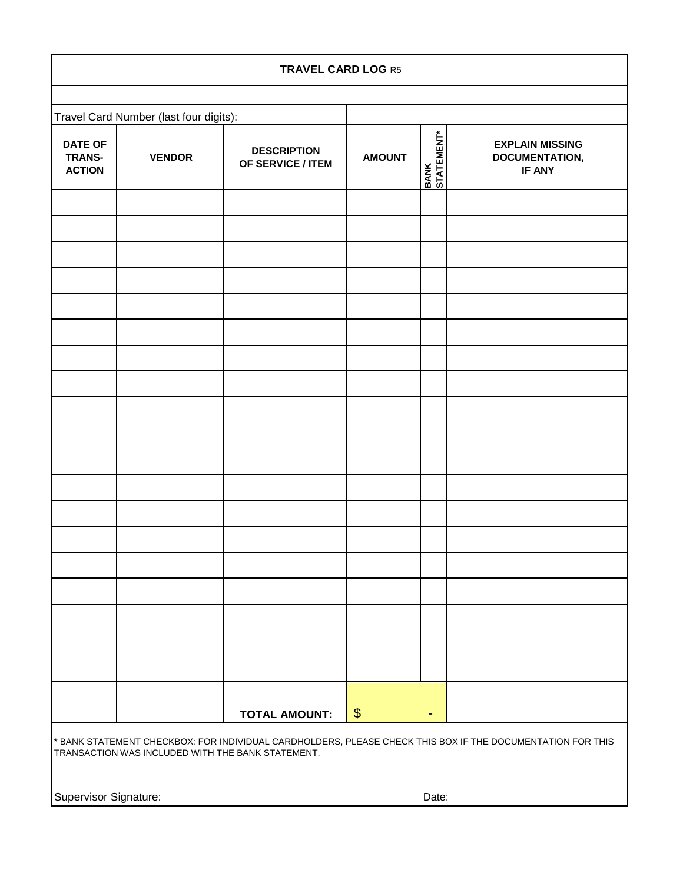# TRAVEL CARD LOG R5

Travel Card Number (last four digits):

| DATE OF TRANS-ACTION | VENDOR | DESCRIPTION OF SERVICE / ITEM | AMOUNT | BANK STATEMENT* | EXPLAIN MISSING DOCUMENTATION, IF ANY |
|---|---|---|---|---|---|
| | | | | | |
| | | | | | |
| | | | | | |
| | | | | | |
| | | | | | |
| | | | | | |
| | | | | | |
| | | | | | |
| | | | | | |
| | | | | | |
| | | | | | |
| | | | | | |
| | | | | | |
| | | | | | |
| | | | | | |
| | | | | | |
| | | | | | |
| | | | | | |
| | | | | | |
| | | **TOTAL AMOUNT:** | $ - | | |

* BANK STATEMENT CHECKBOX: FOR INDIVIDUAL CARDHOLDERS, PLEASE CHECK THIS BOX IF THE DOCUMENTATION FOR THIS TRANSACTION WAS INCLUDED WITH THE BANK STATEMENT.

Supervisor Signature: Date: